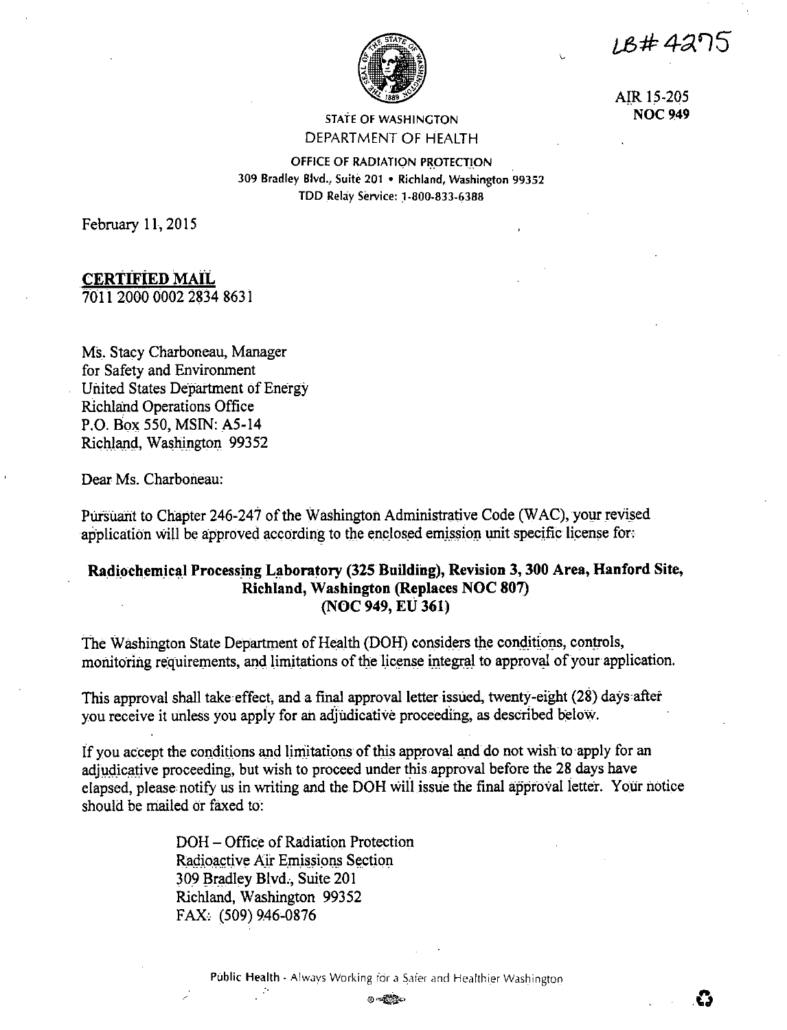LB# 4275

AIR 15-205
**NOC 949**

STATE OF WASHINGTON
DEPARTMENT OF HEALTH

OFFICE OF RADIATION PROTECTION
309 Bradley Blvd., Suite 201 • Richland, Washington 99352
TDD Relay Service: 1-800-833-6388

February 11, 2015

**CERTIFIED MAIL**
7011 2000 0002 2834 8631

Ms. Stacy Charboneau, Manager
for Safety and Environment
United States Department of Energy
Richland Operations Office
P.O. Box 550, MSIN: A5-14
Richland, Washington 99352

Dear Ms. Charboneau:

Pursuant to Chapter 246-247 of the Washington Administrative Code (WAC), your revised application will be approved according to the enclosed emission unit specific license for:

**Radiochemical Processing Laboratory (325 Building), Revision 3, 300 Area, Hanford Site, Richland, Washington (Replaces NOC 807) (NOC 949, EU 361)**

The Washington State Department of Health (DOH) considers the conditions, controls, monitoring requirements, and limitations of the license integral to approval of your application.

This approval shall take effect, and a final approval letter issued, twenty-eight (28) days after you receive it unless you apply for an adjudicative proceeding, as described below.

If you accept the conditions and limitations of this approval and do not wish to apply for an adjudicative proceeding, but wish to proceed under this approval before the 28 days have elapsed, please notify us in writing and the DOH will issue the final approval letter. Your notice should be mailed or faxed to:

DOH – Office of Radiation Protection
Radioactive Air Emissions Section
309 Bradley Blvd., Suite 201
Richland, Washington 99352
FAX: (509) 946-0876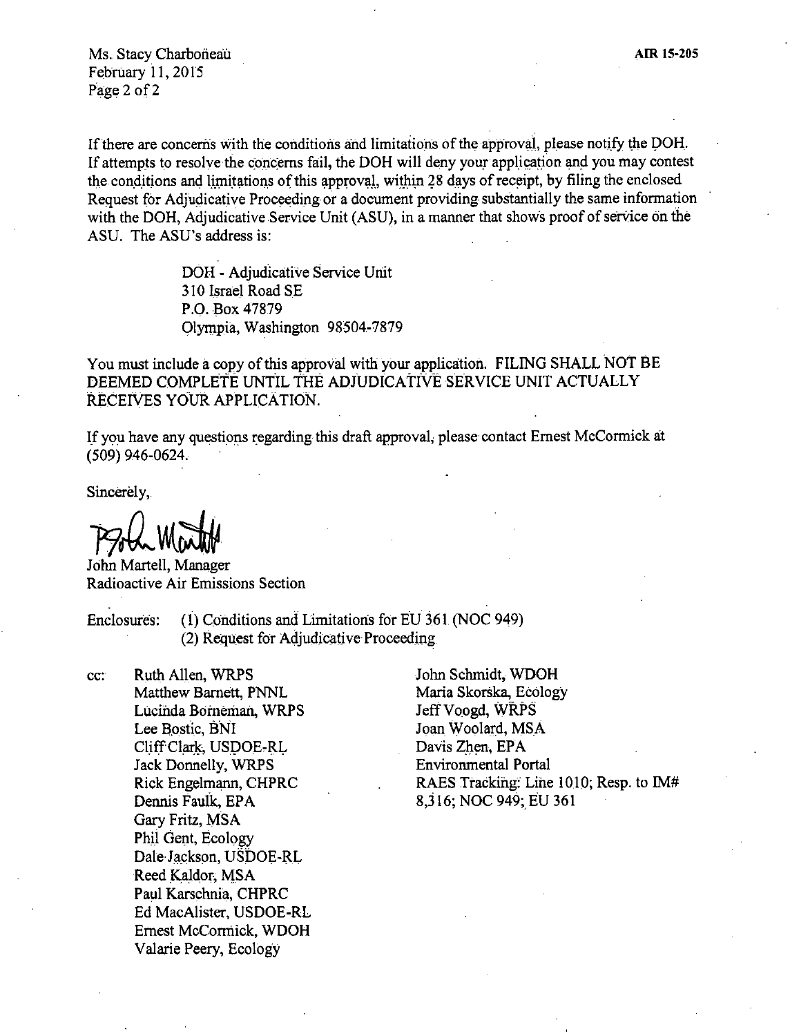Ms. Stacy Charboneau
February 11, 2015
Page 2 of 2

AIR 15-205

If there are concerns with the conditions and limitations of the approval, please notify the DOH. If attempts to resolve the concerns fail, the DOH will deny your application and you may contest the conditions and limitations of this approval, within 28 days of receipt, by filing the enclosed Request for Adjudicative Proceeding or a document providing substantially the same information with the DOH, Adjudicative Service Unit (ASU), in a manner that shows proof of service on the ASU. The ASU's address is:

DOH - Adjudicative Service Unit
310 Israel Road SE
P.O. Box 47879
Olympia, Washington 98504-7879

You must include a copy of this approval with your application. FILING SHALL NOT BE DEEMED COMPLETE UNTIL THE ADJUDICATIVE SERVICE UNIT ACTUALLY RECEIVES YOUR APPLICATION.

If you have any questions regarding this draft approval, please contact Ernest McCormick at (509) 946-0624.

Sincerely,

John Martell, Manager
Radioactive Air Emissions Section

Enclosures: (1) Conditions and Limitations for EU 361 (NOC 949)
(2) Request for Adjudicative Proceeding

cc:
Ruth Allen, WRPS
Matthew Barnett, PNNL
Lucinda Borneman, WRPS
Lee Bostic, BNI
Cliff Clark, USDOE-RL
Jack Donnelly, WRPS
Rick Engelmann, CHPRC
Dennis Faulk, EPA
Gary Fritz, MSA
Phil Gent, Ecology
Dale Jackson, USDOE-RL
Reed Kaldor, MSA
Paul Karschnia, CHPRC
Ed MacAlister, USDOE-RL
Ernest McCormick, WDOH
Valarie Peery, Ecology
John Schmidt, WDOH
Maria Skorska, Ecology
Jeff Voogd, WRPS
Joan Woolard, MSA
Davis Zhen, EPA
Environmental Portal
RAES Tracking: Line 1010; Resp. to IM# 8,316; NOC 949; EU 361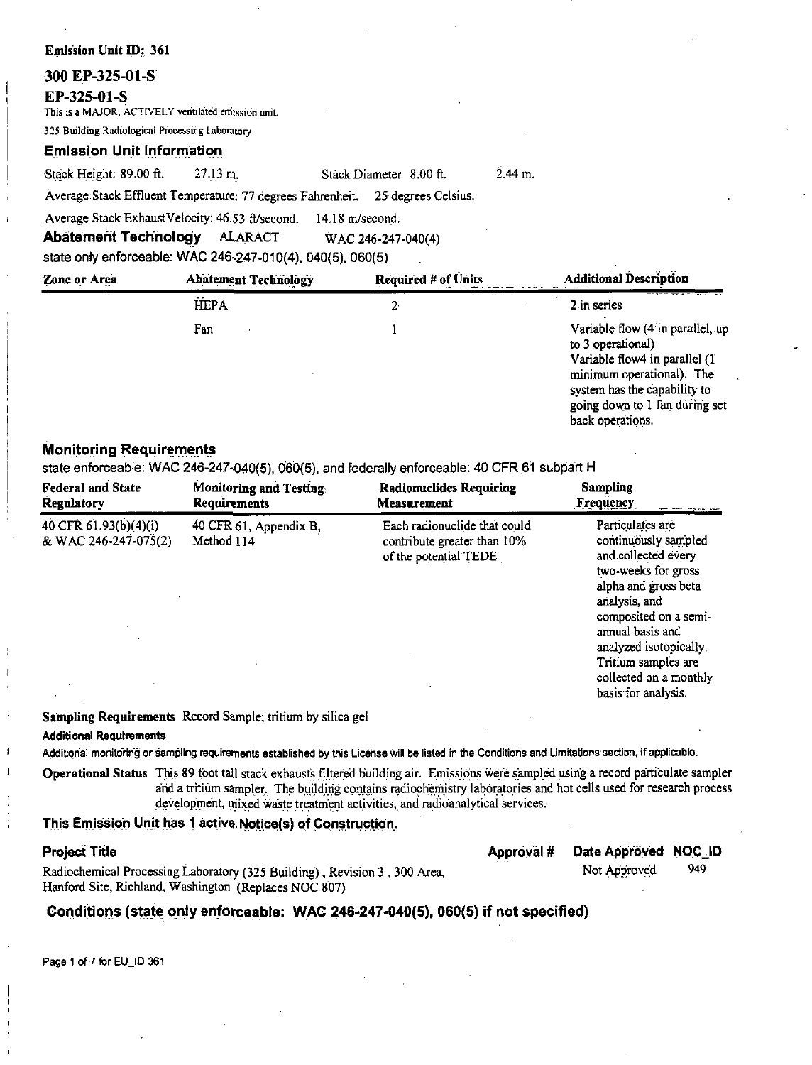**Emission Unit ID: 361**

## 300 EP-325-01-S

## EP-325-01-S

This is a MAJOR, ACTIVELY ventilated emission unit.

325 Building Radiological Processing Laboratory

### Emission Unit Information

Stack Height: 89.00 ft. 27.13 m. Stack Diameter 8.00 ft. 2.44 m.

Average Stack Effluent Temperature: 77 degrees Fahrenheit. 25 degrees Celsius.

Average Stack Exhaust Velocity: 46.53 ft/second. 14.18 m/second.

**Abatement Technology** ALARACT WAC 246-247-040(4)

state only enforceable: WAC 246-247-010(4), 040(5), 060(5)

| Zone or Area | Abatement Technology | Required # of Units | Additional Description |
|---|---|---|---|
| | HEPA | 2 | 2 in series |
| | Fan | 1 | Variable flow (4 in parallel, up to 3 operational) Variable flow4 in parallel (1 minimum operational). The system has the capability to going down to 1 fan during set back operations. |

### Monitoring Requirements

state enforceable: WAC 246-247-040(5), 060(5), and federally enforceable: 40 CFR 61 subpart H

| Federal and State Regulatory | Monitoring and Testing Requirements | Radionuclides Requiring Measurement | Sampling Frequency |
|---|---|---|---|
| 40 CFR 61.93(b)(4)(i) & WAC 246-247-075(2) | 40 CFR 61, Appendix B, Method 114 | Each radionuclide that could contribute greater than 10% of the potential TEDE | Particulates are continuously sampled and collected every two-weeks for gross alpha and gross beta analysis, and composited on a semi-annual basis and analyzed isotopically. Tritium samples are collected on a monthly basis for analysis. |

**Sampling Requirements** Record Sample; tritium by silica gel

**Additional Requirements**

Additional monitoring or sampling requirements established by this License will be listed in the Conditions and Limitations section, if applicable.

**Operational Status** This 89 foot tall stack exhausts filtered building air. Emissions were sampled using a record particulate sampler and a tritium sampler. The building contains radiochemistry laboratories and hot cells used for research process development, mixed waste treatment activities, and radioanalytical services.

### This Emission Unit has 1 active Notice(s) of Construction.

| Project Title | Approval # | Date Approved | NOC_ID |
|---|---|---|---|
| Radiochemical Processing Laboratory (325 Building), Revision 3, 300 Area, Hanford Site, Richland, Washington (Replaces NOC 807) | | Not Approved | 949 |

### Conditions (state only enforceable: WAC 246-247-040(5), 060(5) if not specified)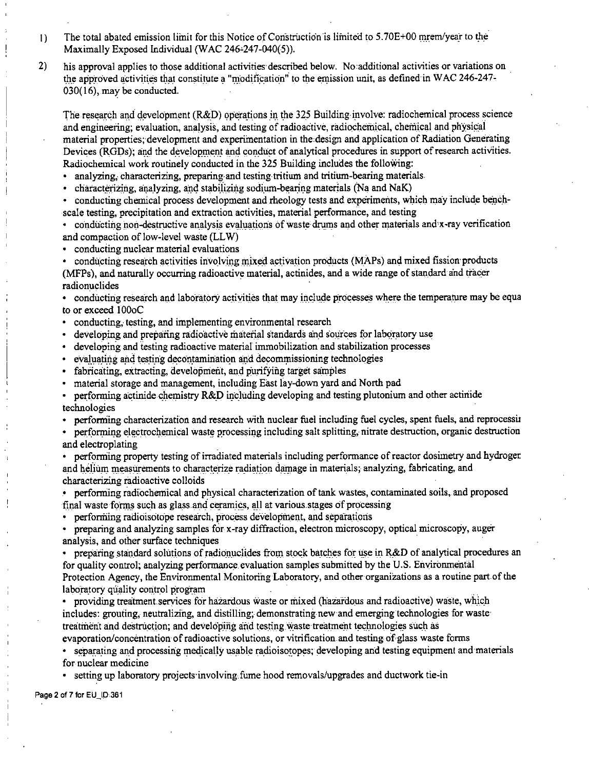1) The total abated emission limit for this Notice of Construction is limited to 5.70E+00 mrem/year to the Maximally Exposed Individual (WAC 246-247-040(5)).

2) his approval applies to those additional activities described below. No additional activities or variations on the approved activities that constitute a "modification" to the emission unit, as defined in WAC 246-247-030(16), may be conducted.

The research and development (R&D) operations in the 325 Building involve: radiochemical process science and engineering; evaluation, analysis, and testing of radioactive, radiochemical, chemical and physical material properties; development and experimentation in the design and application of Radiation Generating Devices (RGDs); and the development and conduct of analytical procedures in support of research activities. Radiochemical work routinely conducted in the 325 Building includes the following:

- analyzing, characterizing, preparing and testing tritium and tritium-bearing materials.
- characterizing, analyzing, and stabilizing sodium-bearing materials (Na and NaK)
- conducting chemical process development and rheology tests and experiments, which may include bench-scale testing, precipitation and extraction activities, material performance, and testing
- conducting non-destructive analysis evaluations of waste drums and other materials and x-ray verification and compaction of low-level waste (LLW)
- conducting nuclear material evaluations
- conducting research activities involving mixed activation products (MAPs) and mixed fission products (MFPs), and naturally occurring radioactive material, actinides, and a wide range of standard and tracer radionuclides
- conducting research and laboratory activities that may include processes where the temperature may be equa to or exceed 100oC
- conducting, testing, and implementing environmental research
- developing and preparing radioactive material standards and sources for laboratory use
- developing and testing radioactive material immobilization and stabilization processes
- evaluating and testing decontamination and decommissioning technologies
- fabricating, extracting, development, and purifying target samples
- material storage and management, including East lay-down yard and North pad
- performing actinide chemistry R&D including developing and testing plutonium and other actinide technologies
- performing characterization and research with nuclear fuel including fuel cycles, spent fuels, and reprocessii
- performing electrochemical waste processing including salt splitting, nitrate destruction, organic destruction and electroplating
- performing property testing of irradiated materials including performance of reactor dosimetry and hydroger and helium measurements to characterize radiation damage in materials; analyzing, fabricating, and characterizing radioactive colloids
- performing radiochemical and physical characterization of tank wastes, contaminated soils, and proposed final waste forms such as glass and ceramics, all at various stages of processing
- performing radioisotope research, process development, and separations
- preparing and analyzing samples for x-ray diffraction, electron microscopy, optical microscopy, auger analysis, and other surface techniques
- preparing standard solutions of radionuclides from stock batches for use in R&D of analytical procedures an for quality control; analyzing performance evaluation samples submitted by the U.S. Environmental Protection Agency, the Environmental Monitoring Laboratory, and other organizations as a routine part of the laboratory quality control program
- providing treatment services for hazardous waste or mixed (hazardous and radioactive) waste, which includes: grouting, neutralizing, and distilling; demonstrating new and emerging technologies for waste treatment and destruction; and developing and testing waste treatment technologies such as evaporation/concentration of radioactive solutions, or vitrification and testing of glass waste forms
- separating and processing medically usable radioisotopes; developing and testing equipment and materials for nuclear medicine
- setting up laboratory projects involving fume hood removals/upgrades and ductwork tie-in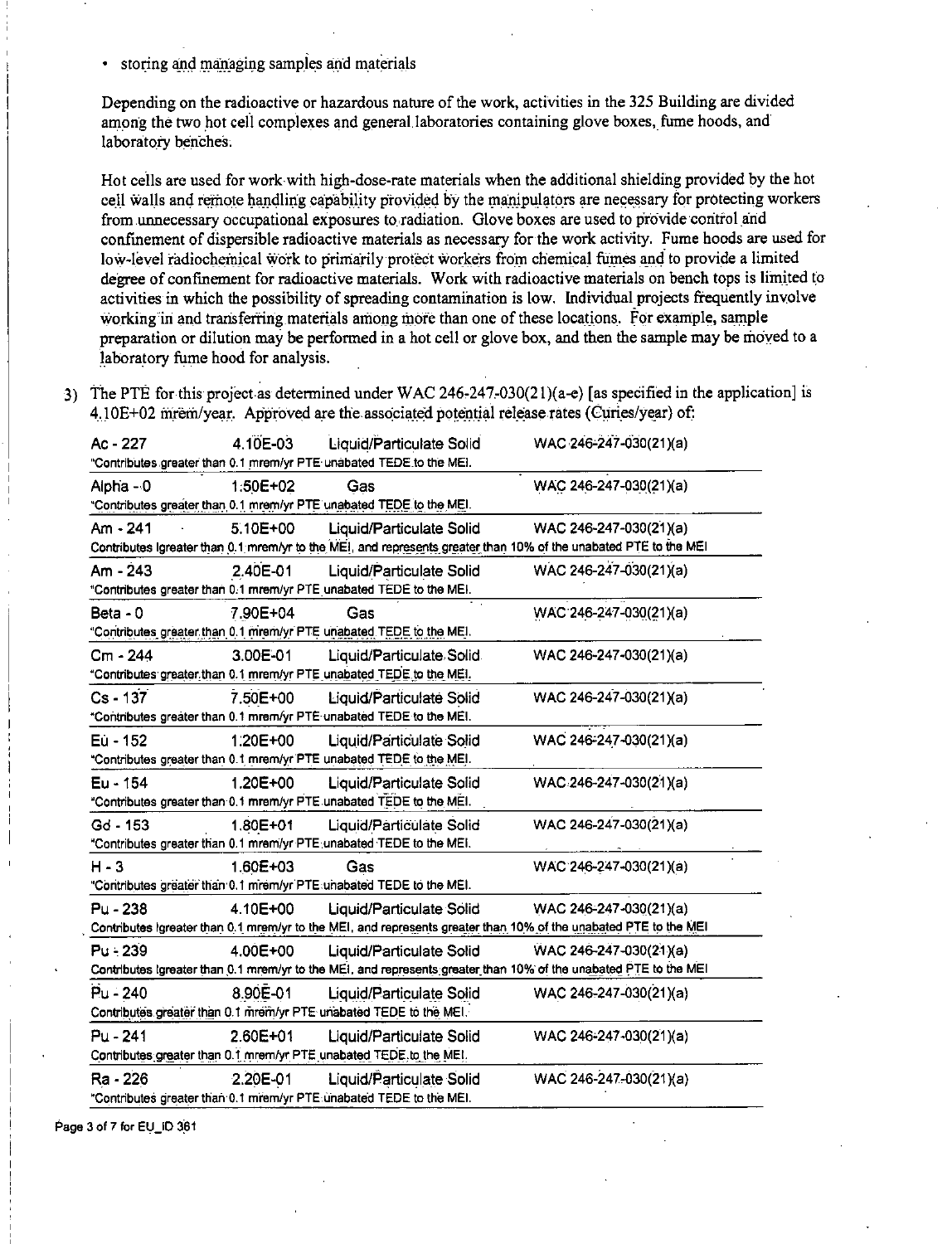- storing and managing samples and materials

Depending on the radioactive or hazardous nature of the work, activities in the 325 Building are divided among the two hot cell complexes and general laboratories containing glove boxes, fume hoods, and laboratory benches.

Hot cells are used for work with high-dose-rate materials when the additional shielding provided by the hot cell walls and remote handling capability provided by the manipulators are necessary for protecting workers from unnecessary occupational exposures to radiation. Glove boxes are used to provide control and confinement of dispersible radioactive materials as necessary for the work activity. Fume hoods are used for low-level radiochemical work to primarily protect workers from chemical fumes and to provide a limited degree of confinement for radioactive materials. Work with radioactive materials on bench tops is limited to activities in which the possibility of spreading contamination is low. Individual projects frequently involve working in and transferring materials among more than one of these locations. For example, sample preparation or dilution may be performed in a hot cell or glove box, and then the sample may be moved to a laboratory fume hood for analysis.

3) The PTE for this project as determined under WAC 246-247-030(21)(a-e) [as specified in the application] is 4.10E+02 mrem/year. Approved are the associated potential release rates (Curies/year) of:

| Radionuclide | Release Rate | Form | Regulation |
|---|---|---|---|
| Ac - 227 | 4.10E-03 | Liquid/Particulate Solid | WAC 246-247-030(21)(a) |
| "Contributes greater than 0.1 mrem/yr PTE unabated TEDE to the MEI. | | | |
| Alpha - 0 | 1.50E+02 | Gas | WAC 246-247-030(21)(a) |
| "Contributes greater than 0.1 mrem/yr PTE unabated TEDE to the MEI. | | | |
| Am - 241 | 5.10E+00 | Liquid/Particulate Solid | WAC 246-247-030(21)(a) |
| Contributes Igreater than 0.1 mrem/yr to the MEI, and represents greater than 10% of the unabated PTE to the MEI | | | |
| Am - 243 | 2.40E-01 | Liquid/Particulate Solid | WAC 246-247-030(21)(a) |
| "Contributes greater than 0.1 mrem/yr PTE unabated TEDE to the MEI. | | | |
| Beta - 0 | 7.90E+04 | Gas | WAC 246-247-030(21)(a) |
| "Contributes greater than 0.1 mrem/yr PTE unabated TEDE to the MEI. | | | |
| Cm - 244 | 3.00E-01 | Liquid/Particulate Solid | WAC 246-247-030(21)(a) |
| "Contributes greater than 0.1 mrem/yr PTE unabated TEDE to the MEI. | | | |
| Cs - 137 | 7.50E+00 | Liquid/Particulate Solid | WAC 246-247-030(21)(a) |
| "Contributes greater than 0.1 mrem/yr PTE unabated TEDE to the MEI. | | | |
| Eu - 152 | 1.20E+00 | Liquid/Particulate Solid | WAC 246-247-030(21)(a) |
| "Contributes greater than 0.1 mrem/yr PTE unabated TEDE to the MEI. | | | |
| Eu - 154 | 1.20E+00 | Liquid/Particulate Solid | WAC 246-247-030(21)(a) |
| "Contributes greater than 0.1 mrem/yr PTE unabated TEDE to the MEI. | | | |
| Gd - 153 | 1.80E+01 | Liquid/Particulate Solid | WAC 246-247-030(21)(a) |
| "Contributes greater than 0.1 mrem/yr PTE unabated TEDE to the MEI. | | | |
| H - 3 | 1.60E+03 | Gas | WAC 246-247-030(21)(a) |
| "Contributes greater than 0.1 mrem/yr PTE unabated TEDE to the MEI. | | | |
| Pu - 238 | 4.10E+00 | Liquid/Particulate Solid | WAC 246-247-030(21)(a) |
| Contributes Igreater than 0.1 mrem/yr to the MEI, and represents greater than 10% of the unabated PTE to the MEI | | | |
| Pu - 239 | 4.00E+00 | Liquid/Particulate Solid | WAC 246-247-030(21)(a) |
| Contributes Igreater than 0.1 mrem/yr to the MEI, and represents greater than 10% of the unabated PTE to the MEI | | | |
| Pu - 240 | 8.90E-01 | Liquid/Particulate Solid | WAC 246-247-030(21)(a) |
| Contributes greater than 0.1 mrem/yr PTE unabated TEDE to the MEI. | | | |
| Pu - 241 | 2.60E+01 | Liquid/Particulate Solid | WAC 246-247-030(21)(a) |
| Contributes greater than 0.1 mrem/yr PTE unabated TEDE to the MEI. | | | |
| Ra - 226 | 2.20E-01 | Liquid/Particulate Solid | WAC 246-247-030(21)(a) |
| "Contributes greater than 0.1 mrem/yr PTE unabated TEDE to the MEI. | | | |

Page 3 of 7 for EU_ID 361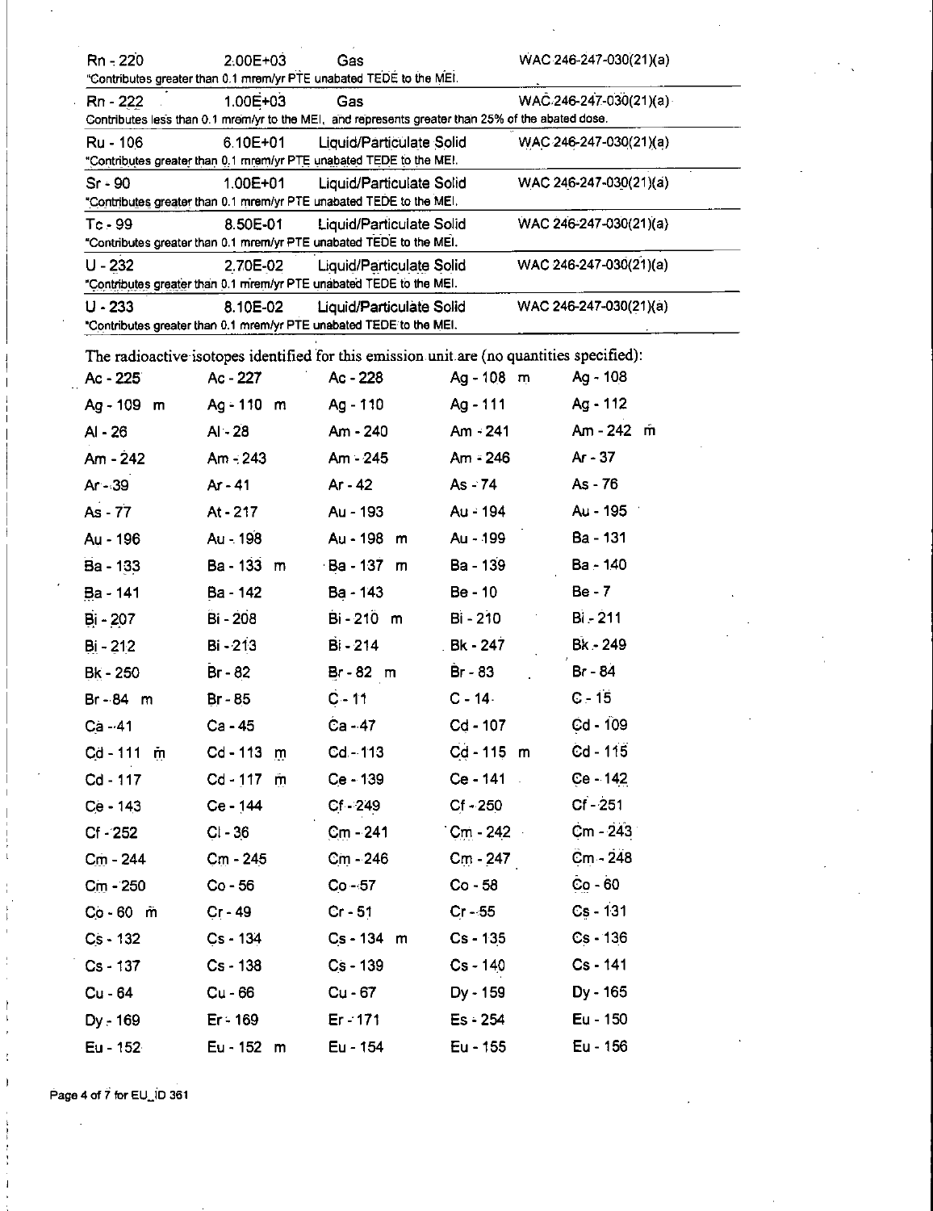| | | | |
|---|---|---|---|
| Rn - 220 | 2.00E+03 | Gas | WAC 246-247-030(21)(a) |
| *Contributes greater than 0.1 mrem/yr PTE unabated TEDE to the MEI. | | | |
| Rn - 222 | 1.00E+03 | Gas | WAC 246-247-030(21)(a) |
| Contributes less than 0.1 mrem/yr to the MEI, and represents greater than 25% of the abated dose. | | | |
| Ru - 106 | 6.10E+01 | Liquid/Particulate Solid | WAC 246-247-030(21)(a) |
| *Contributes greater than 0.1 mrem/yr PTE unabated TEDE to the MEI. | | | |
| Sr - 90 | 1.00E+01 | Liquid/Particulate Solid | WAC 246-247-030(21)(a) |
| *Contributes greater than 0.1 mrem/yr PTE unabated TEDE to the MEI. | | | |
| Tc - 99 | 8.50E-01 | Liquid/Particulate Solid | WAC 246-247-030(21)(a) |
| *Contributes greater than 0.1 mrem/yr PTE unabated TEDE to the MEI. | | | |
| U - 232 | 2.70E-02 | Liquid/Particulate Solid | WAC 246-247-030(21)(a) |
| *Contributes greater than 0.1 mrem/yr PTE unabated TEDE to the MEI. | | | |
| U - 233 | 8.10E-02 | Liquid/Particulate Solid | WAC 246-247-030(21)(a) |
| *Contributes greater than 0.1 mrem/yr PTE unabated TEDE to the MEI. | | | |

The radioactive isotopes identified for this emission unit are (no quantities specified):

| | | | | |
|---|---|---|---|---|
| Ac - 225 | Ac - 227 | Ac - 228 | Ag - 108 m | Ag - 108 |
| Ag - 109 m | Ag - 110 m | Ag - 110 | Ag - 111 | Ag - 112 |
| Al - 26 | Al - 28 | Am - 240 | Am - 241 | Am - 242 m |
| Am - 242 | Am - 243 | Am - 245 | Am - 246 | Ar - 37 |
| Ar - 39 | Ar - 41 | Ar - 42 | As - 74 | As - 76 |
| As - 77 | At - 217 | Au - 193 | Au - 194 | Au - 195 |
| Au - 196 | Au - 198 | Au - 198 m | Au - 199 | Ba - 131 |
| Ba - 133 | Ba - 133 m | Ba - 137 m | Ba - 139 | Ba - 140 |
| Ba - 141 | Ba - 142 | Ba - 143 | Be - 10 | Be - 7 |
| Bi - 207 | Bi - 208 | Bi - 210 m | Bi - 210 | Bi - 211 |
| Bi - 212 | Bi - 213 | Bi - 214 | Bk - 247 | Bk - 249 |
| Bk - 250 | Br - 82 | Br - 82 m | Br - 83 | Br - 84 |
| Br - 84 m | Br - 85 | C - 11 | C - 14 | C - 15 |
| Ca - 41 | Ca - 45 | Ca - 47 | Cd - 107 | Cd - 109 |
| Cd - 111 m | Cd - 113 m | Cd - 113 | Cd - 115 m | Cd - 115 |
| Cd - 117 | Cd - 117 m | Ce - 139 | Ce - 141 | Ce - 142 |
| Ce - 143 | Ce - 144 | Cf - 249 | Cf - 250 | Cf - 251 |
| Cf - 252 | Cl - 36 | Cm - 241 | Cm - 242 | Cm - 243 |
| Cm - 244 | Cm - 245 | Cm - 246 | Cm - 247 | Cm - 248 |
| Cm - 250 | Co - 56 | Co - 57 | Co - 58 | Co - 60 |
| Co - 60 m | Cr - 49 | Cr - 51 | Cr - 55 | Cs - 131 |
| Cs - 132 | Cs - 134 | Cs - 134 m | Cs - 135 | Cs - 136 |
| Cs - 137 | Cs - 138 | Cs - 139 | Cs - 140 | Cs - 141 |
| Cu - 64 | Cu - 66 | Cu - 67 | Dy - 159 | Dy - 165 |
| Dy - 169 | Er - 169 | Er - 171 | Es - 254 | Eu - 150 |
| Eu - 152 | Eu - 152 m | Eu - 154 | Eu - 155 | Eu - 156 |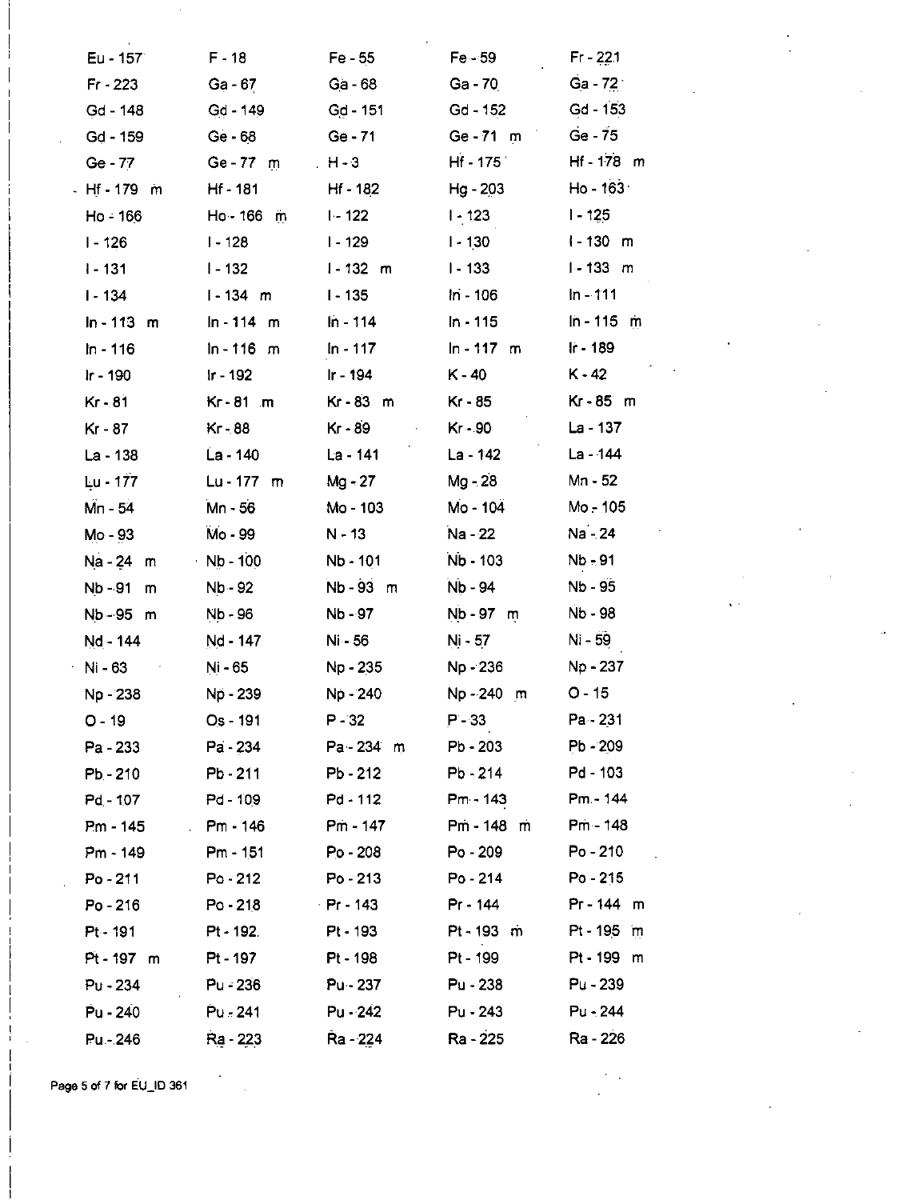| | | | | |
|---|---|---|---|---|
| Eu - 157 | F - 18 | Fe - 55 | Fe - 59 | Fr - 221 |
| Fr - 223 | Ga - 67 | Ga - 68 | Ga - 70 | Ga - 72 |
| Gd - 148 | Gd - 149 | Gd - 151 | Gd - 152 | Gd - 153 |
| Gd - 159 | Ge - 68 | Ge - 71 | Ge - 71 m | Ge - 75 |
| Ge - 77 | Ge - 77 m | H - 3 | Hf - 175 | Hf - 178 m |
| Hf - 179 m | Hf - 181 | Hf - 182 | Hg - 203 | Ho - 163 |
| Ho - 166 | Ho - 166 m | I - 122 | I - 123 | I - 125 |
| I - 126 | I - 128 | I - 129 | I - 130 | I - 130 m |
| I - 131 | I - 132 | I - 132 m | I - 133 | I - 133 m |
| I - 134 | I - 134 m | I - 135 | In - 106 | In - 111 |
| In - 113 m | In - 114 m | In - 114 | In - 115 | In - 115 m |
| In - 116 | In - 116 m | In - 117 | In - 117 m | Ir - 189 |
| Ir - 190 | Ir - 192 | Ir - 194 | K - 40 | K - 42 |
| Kr - 81 | Kr - 81 m | Kr - 83 m | Kr - 85 | Kr - 85 m |
| Kr - 87 | Kr - 88 | Kr - 89 | Kr - 90 | La - 137 |
| La - 138 | La - 140 | La - 141 | La - 142 | La - 144 |
| Lu - 177 | Lu - 177 m | Mg - 27 | Mg - 28 | Mn - 52 |
| Mn - 54 | Mn - 56 | Mo - 103 | Mo - 104 | Mo - 105 |
| Mo - 93 | Mo - 99 | N - 13 | Na - 22 | Na - 24 |
| Na - 24 m | Nb - 100 | Nb - 101 | Nb - 103 | Nb - 91 |
| Nb - 91 m | Nb - 92 | Nb - 93 m | Nb - 94 | Nb - 95 |
| Nb - 95 m | Nb - 96 | Nb - 97 | Nb - 97 m | Nb - 98 |
| Nd - 144 | Nd - 147 | Ni - 56 | Ni - 57 | Ni - 59 |
| Ni - 63 | Ni - 65 | Np - 235 | Np - 236 | Np - 237 |
| Np - 238 | Np - 239 | Np - 240 | Np - 240 m | O - 15 |
| O - 19 | Os - 191 | P - 32 | P - 33 | Pa - 231 |
| Pa - 233 | Pa - 234 | Pa - 234 m | Pb - 203 | Pb - 209 |
| Pb - 210 | Pb - 211 | Pb - 212 | Pb - 214 | Pd - 103 |
| Pd - 107 | Pd - 109 | Pd - 112 | Pm - 143 | Pm - 144 |
| Pm - 145 | Pm - 146 | Pm - 147 | Pm - 148 m | Pm - 148 |
| Pm - 149 | Pm - 151 | Po - 208 | Po - 209 | Po - 210 |
| Po - 211 | Po - 212 | Po - 213 | Po - 214 | Po - 215 |
| Po - 216 | Po - 218 | Pr - 143 | Pr - 144 | Pr - 144 m |
| Pt - 191 | Pt - 192 | Pt - 193 | Pt - 193 m | Pt - 195 m |
| Pt - 197 m | Pt - 197 | Pt - 198 | Pt - 199 | Pt - 199 m |
| Pu - 234 | Pu - 236 | Pu - 237 | Pu - 238 | Pu - 239 |
| Pu - 240 | Pu - 241 | Pu - 242 | Pu - 243 | Pu - 244 |
| Pu - 246 | Ra - 223 | Ra - 224 | Ra - 225 | Ra - 226 |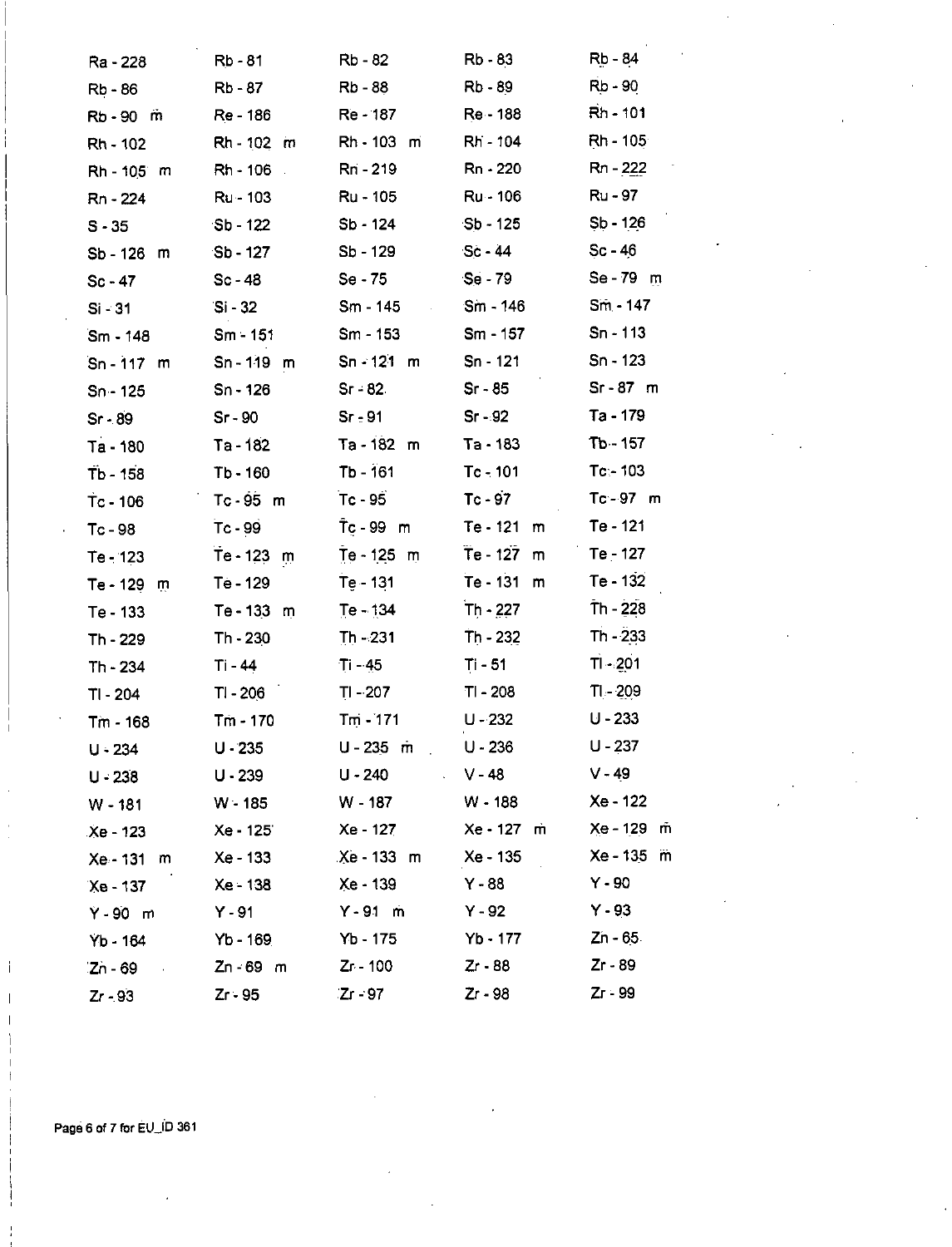| | | | | |
|---|---|---|---|---|
| Ra - 228 | Rb - 81 | Rb - 82 | Rb - 83 | Rb - 84 |
| Rb - 86 | Rb - 87 | Rb - 88 | Rb - 89 | Rb - 90 |
| Rb - 90 m | Re - 186 | Re - 187 | Re - 188 | Rh - 101 |
| Rh - 102 | Rh - 102 m | Rh - 103 m | Rh - 104 | Rh - 105 |
| Rh - 105 m | Rh - 106 | Rn - 219 | Rn - 220 | Rn - 222 |
| Rn - 224 | Ru - 103 | Ru - 105 | Ru - 106 | Ru - 97 |
| S - 35 | Sb - 122 | Sb - 124 | Sb - 125 | Sb - 126 |
| Sb - 126 m | Sb - 127 | Sb - 129 | Sc - 44 | Sc - 46 |
| Sc - 47 | Sc - 48 | Se - 75 | Se - 79 | Se - 79 m |
| Si - 31 | Si - 32 | Sm - 145 | Sm - 146 | Sm - 147 |
| Sm - 148 | Sm - 151 | Sm - 153 | Sm - 157 | Sn - 113 |
| Sn - 117 m | Sn - 119 m | Sn - 121 m | Sn - 121 | Sn - 123 |
| Sn - 125 | Sn - 126 | Sr - 82 | Sr - 85 | Sr - 87 m |
| Sr - 89 | Sr - 90 | Sr - 91 | Sr - 92 | Ta - 179 |
| Ta - 180 | Ta - 182 | Ta - 182 m | Ta - 183 | Tb - 157 |
| Tb - 158 | Tb - 160 | Tb - 161 | Tc - 101 | Tc - 103 |
| Tc - 106 | Tc - 95 m | Tc - 95 | Tc - 97 | Tc - 97 m |
| Tc - 98 | Tc - 99 | Tc - 99 m | Te - 121 m | Te - 121 |
| Te - 123 | Te - 123 m | Te - 125 m | Te - 127 m | Te - 127 |
| Te - 129 m | Te - 129 | Te - 131 | Te - 131 m | Te - 132 |
| Te - 133 | Te - 133 m | Te - 134 | Th - 227 | Th - 228 |
| Th - 229 | Th - 230 | Th - 231 | Th - 232 | Th - 233 |
| Th - 234 | Ti - 44 | Ti - 45 | Ti - 51 | Tl - 201 |
| Tl - 204 | Tl - 206 | Tl - 207 | Tl - 208 | Tl - 209 |
| Tm - 168 | Tm - 170 | Tm - 171 | U - 232 | U - 233 |
| U - 234 | U - 235 | U - 235 m | U - 236 | U - 237 |
| U - 238 | U - 239 | U - 240 | V - 48 | V - 49 |
| W - 181 | W - 185 | W - 187 | W - 188 | Xe - 122 |
| Xe - 123 | Xe - 125 | Xe - 127 | Xe - 127 m | Xe - 129 m |
| Xe - 131 m | Xe - 133 | Xe - 133 m | Xe - 135 | Xe - 135 m |
| Xe - 137 | Xe - 138 | Xe - 139 | Y - 88 | Y - 90 |
| Y - 90 m | Y - 91 | Y - 91 m | Y - 92 | Y - 93 |
| Yb - 164 | Yb - 169 | Yb - 175 | Yb - 177 | Zn - 65 |
| Zn - 69 | Zn - 69 m | Zr - 100 | Zr - 88 | Zr - 89 |
| Zr - 93 | Zr - 95 | Zr - 97 | Zr - 98 | Zr - 99 |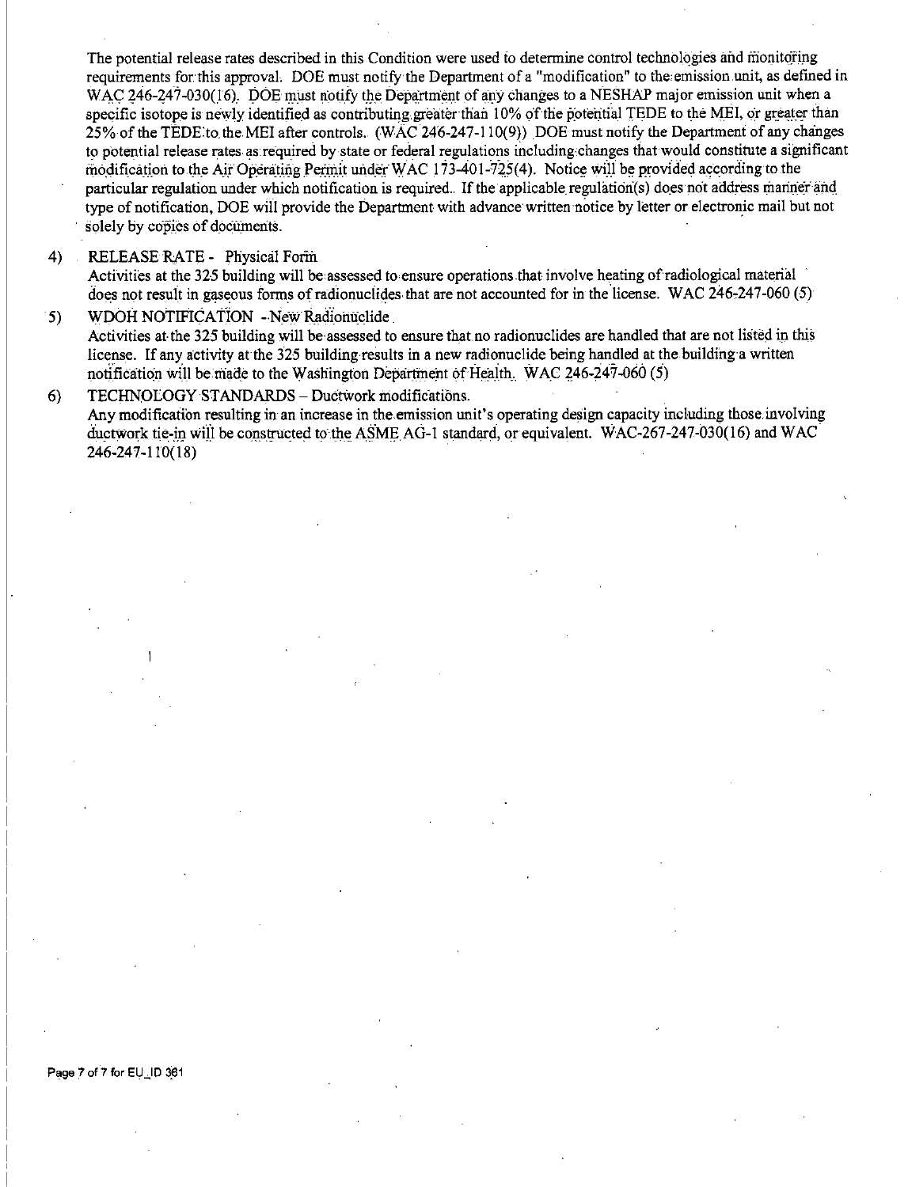The potential release rates described in this Condition were used to determine control technologies and monitoring requirements for this approval. DOE must notify the Department of a "modification" to the emission unit, as defined in WAC 246-247-030(16). DOE must notify the Department of any changes to a NESHAP major emission unit when a specific isotope is newly identified as contributing greater than 10% of the potential TEDE to the MEI, or greater than 25% of the TEDE to the MEI after controls. (WAC 246-247-110(9)) DOE must notify the Department of any changes to potential release rates as required by state or federal regulations including changes that would constitute a significant modification to the Air Operating Permit under WAC 173-401-725(4). Notice will be provided according to the particular regulation under which notification is required. If the applicable regulation(s) does not address manner and type of notification, DOE will provide the Department with advance written notice by letter or electronic mail but not solely by copies of documents.

4) RELEASE RATE - Physical Form
Activities at the 325 building will be assessed to ensure operations that involve heating of radiological material does not result in gaseous forms of radionuclides that are not accounted for in the license. WAC 246-247-060 (5)

5) WDOH NOTIFICATION - New Radionuclide
Activities at the 325 building will be assessed to ensure that no radionuclides are handled that are not listed in this license. If any activity at the 325 building results in a new radionuclide being handled at the building a written notification will be made to the Washington Department of Health. WAC 246-247-060 (5)

6) TECHNOLOGY STANDARDS – Ductwork modifications.
Any modification resulting in an increase in the emission unit's operating design capacity including those involving ductwork tie-in will be constructed to the ASME AG-1 standard, or equivalent. WAC-267-247-030(16) and WAC 246-247-110(18)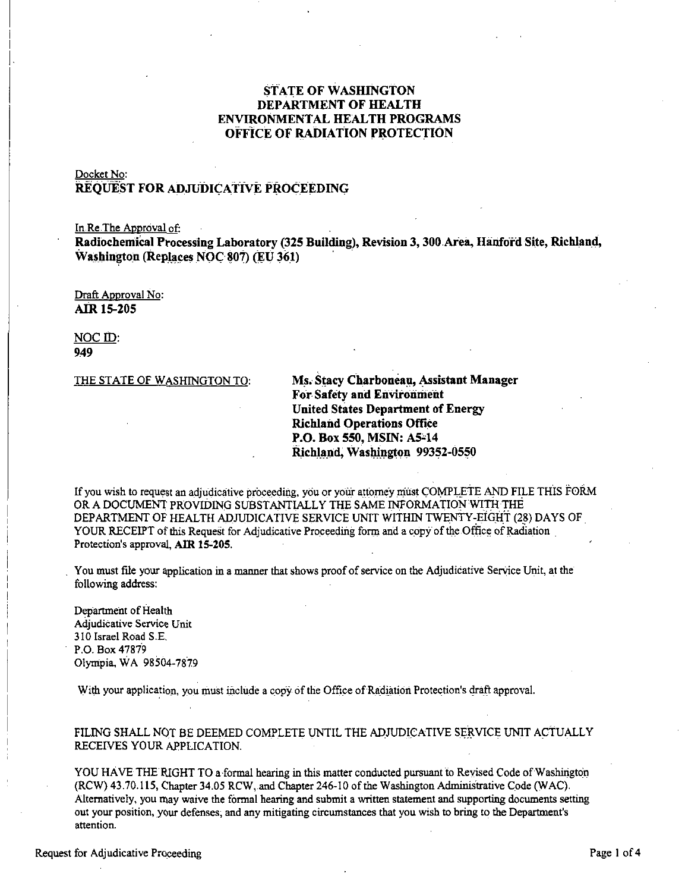# STATE OF WASHINGTON
# DEPARTMENT OF HEALTH
# ENVIRONMENTAL HEALTH PROGRAMS
# OFFICE OF RADIATION PROTECTION

Docket No:

**REQUEST FOR ADJUDICATIVE PROCEEDING**

In Re The Approval of:

**Radiochemical Processing Laboratory (325 Building), Revision 3, 300 Area, Hanford Site, Richland, Washington (Replaces NOC 807) (EU 361)**

Draft Approval No:

**AIR 15-205**

NOC ID:

**949**

THE STATE OF WASHINGTON TO:

**Ms. Stacy Charboneau, Assistant Manager**
**For Safety and Environment**
**United States Department of Energy**
**Richland Operations Office**
**P.O. Box 550, MSIN: A5-14**
**Richland, Washington 99352-0550**

If you wish to request an adjudicative proceeding, you or your attorney must COMPLETE AND FILE THIS FORM OR A DOCUMENT PROVIDING SUBSTANTIALLY THE SAME INFORMATION WITH THE DEPARTMENT OF HEALTH ADJUDICATIVE SERVICE UNIT WITHIN TWENTY-EIGHT (28) DAYS OF YOUR RECEIPT of this Request for Adjudicative Proceeding form and a copy of the Office of Radiation Protection's approval, **AIR 15-205**.

You must file your application in a manner that shows proof of service on the Adjudicative Service Unit, at the following address:

Department of Health
Adjudicative Service Unit
310 Israel Road S.E.
P.O. Box 47879
Olympia, WA 98504-7879

With your application, you must include a copy of the Office of Radiation Protection's draft approval.

FILING SHALL NOT BE DEEMED COMPLETE UNTIL THE ADJUDICATIVE SERVICE UNIT ACTUALLY RECEIVES YOUR APPLICATION.

YOU HAVE THE RIGHT TO a formal hearing in this matter conducted pursuant to Revised Code of Washington (RCW) 43.70.115, Chapter 34.05 RCW, and Chapter 246-10 of the Washington Administrative Code (WAC). Alternatively, you may waive the formal hearing and submit a written statement and supporting documents setting out your position, your defenses, and any mitigating circumstances that you wish to bring to the Department's attention.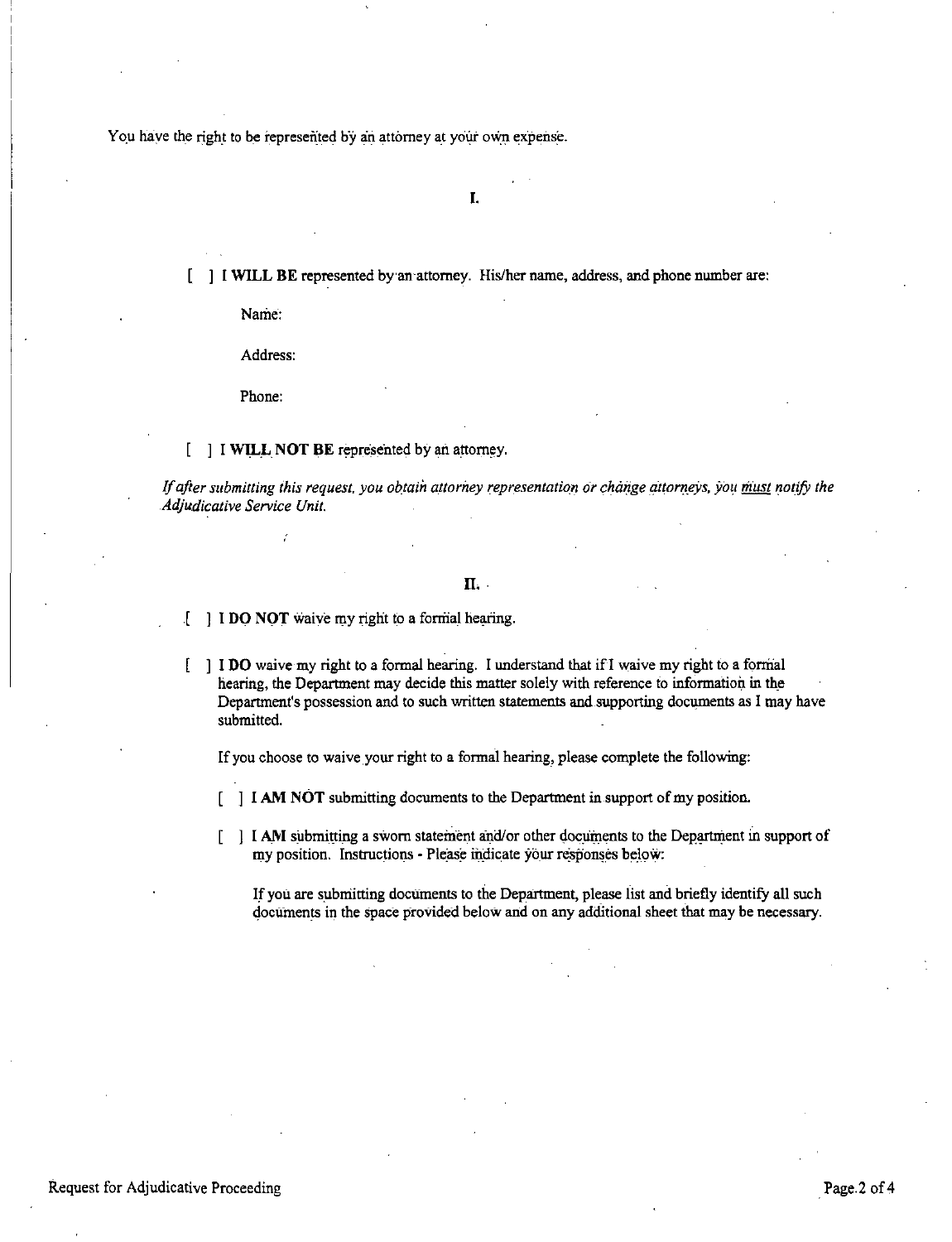You have the right to be represented by an attorney at your own expense.

## I.

[ ] **I WILL BE** represented by an attorney. His/her name, address, and phone number are:

Name:

Address:

Phone:

[ ] I **WILL NOT BE** represented by an attorney.

*If after submitting this request, you obtain attorney representation or change attorneys, you* ***must*** *notify the Adjudicative Service Unit.*

## II.

[ ] **I DO NOT** waive my right to a formal hearing.

[ ] **I DO** waive my right to a formal hearing. I understand that if I waive my right to a formal hearing, the Department may decide this matter solely with reference to information in the Department's possession and to such written statements and supporting documents as I may have submitted.

If you choose to waive your right to a formal hearing, please complete the following:

[ ] **I AM NOT** submitting documents to the Department in support of my position.

[ ] **I AM** submitting a sworn statement and/or other documents to the Department in support of my position. Instructions - Please indicate your responses below:

If you are submitting documents to the Department, please list and briefly identify all such documents in the space provided below and on any additional sheet that may be necessary.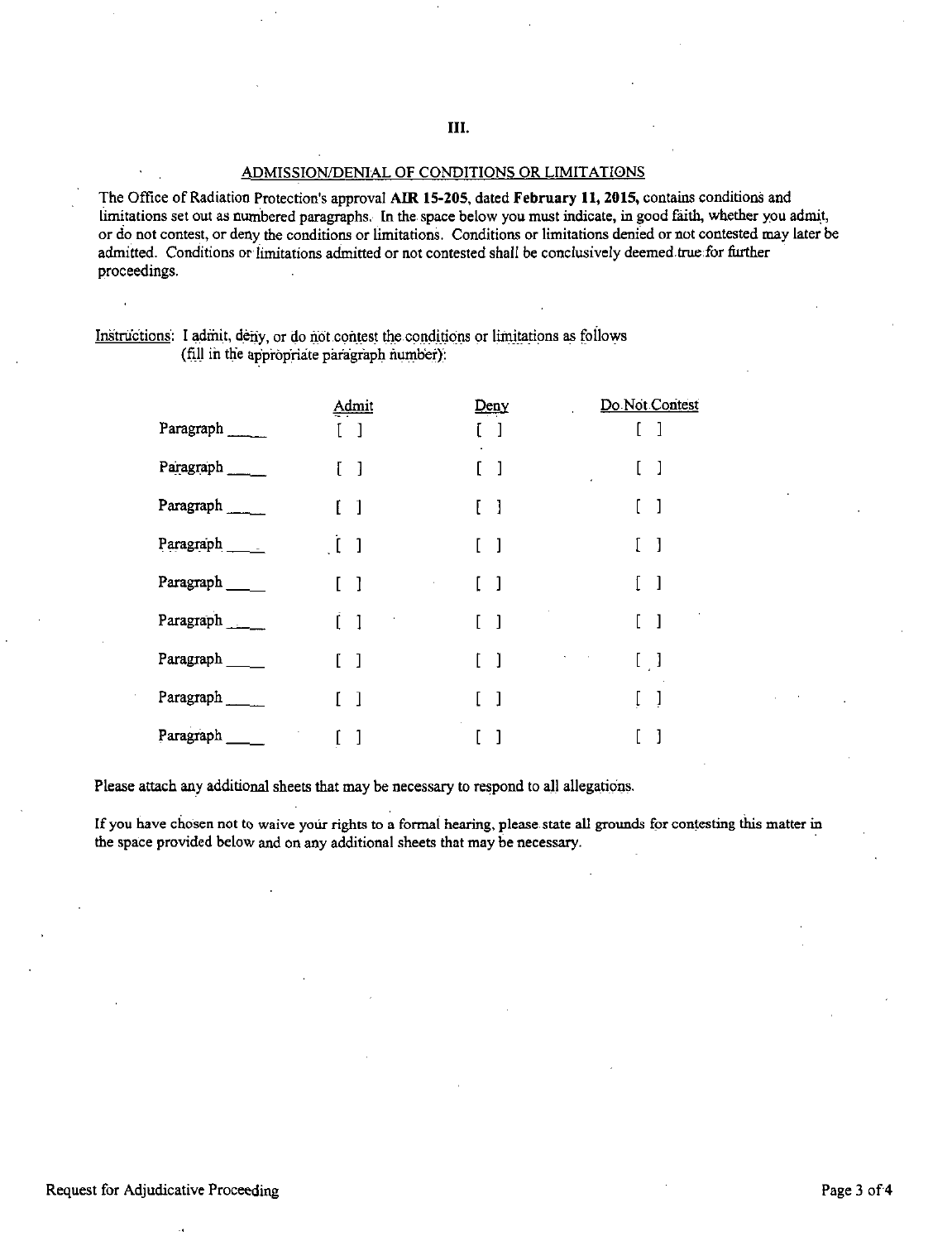## III.

### ADMISSION/DENIAL OF CONDITIONS OR LIMITATIONS

The Office of Radiation Protection's approval **AIR 15-205**, dated **February 11, 2015**, contains conditions and limitations set out as numbered paragraphs. In the space below you must indicate, in good faith, whether you admit, or do not contest, or deny the conditions or limitations. Conditions or limitations denied or not contested may later be admitted. Conditions or limitations admitted or not contested shall be conclusively deemed true for further proceedings.

Instructions: I admit, deny, or do not contest the conditions or limitations as follows (fill in the appropriate paragraph number):

| | Admit | Deny | Do Not Contest |
|---|---|---|---|
| Paragraph ____ | [ ] | [ ] | [ ] |
| Paragraph ____ | [ ] | [ ] | [ ] |
| Paragraph ____ | [ ] | [ ] | [ ] |
| Paragraph ____ | [ ] | [ ] | [ ] |
| Paragraph ____ | [ ] | [ ] | [ ] |
| Paragraph ____ | [ ] | [ ] | [ ] |
| Paragraph ____ | [ ] | [ ] | [ ] |
| Paragraph ____ | [ ] | [ ] | [ ] |
| Paragraph ____ | [ ] | [ ] | [ ] |

Please attach any additional sheets that may be necessary to respond to all allegations.

If you have chosen not to waive your rights to a formal hearing, please state all grounds for contesting this matter in the space provided below and on any additional sheets that may be necessary.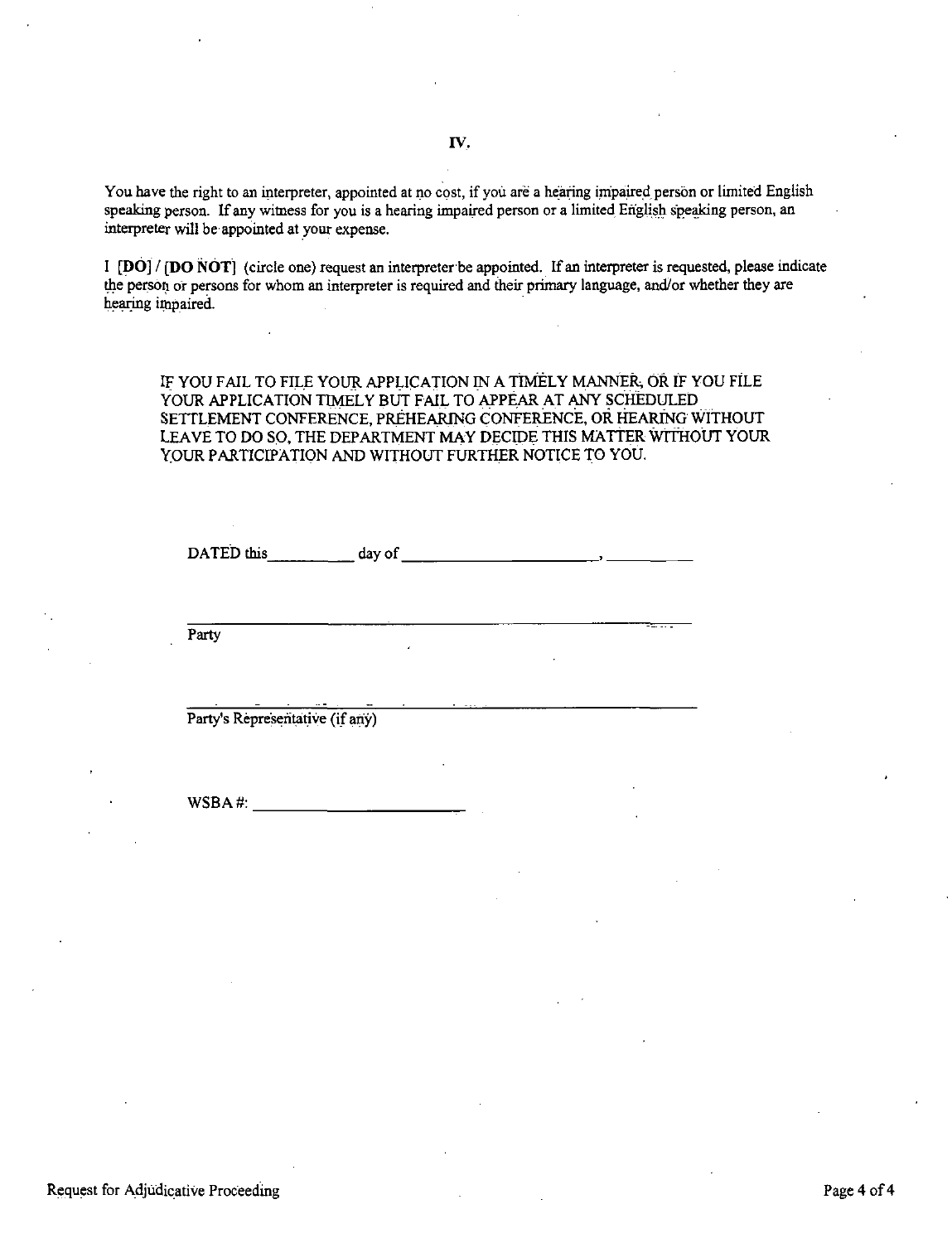## IV.

You have the right to an interpreter, appointed at no cost, if you are a hearing impaired person or limited English speaking person. If any witness for you is a hearing impaired person or a limited English speaking person, an interpreter will be appointed at your expense.

I **[DO]** / **[DO NOT]** (circle one) request an interpreter be appointed. If an interpreter is requested, please indicate the person or persons for whom an interpreter is required and their primary language, and/or whether they are hearing impaired.

IF YOU FAIL TO FILE YOUR APPLICATION IN A TIMELY MANNER, OR IF YOU FILE YOUR APPLICATION TIMELY BUT FAIL TO APPEAR AT ANY SCHEDULED SETTLEMENT CONFERENCE, PREHEARING CONFERENCE, OR HEARING WITHOUT LEAVE TO DO SO, THE DEPARTMENT MAY DECIDE THIS MATTER WITHOUT YOUR YOUR PARTICIPATION AND WITHOUT FURTHER NOTICE TO YOU.

DATED this__________ day of ______________________, __________

______________________________________________
Party

______________________________________________
Party's Representative (if any)

WSBA #: ______________________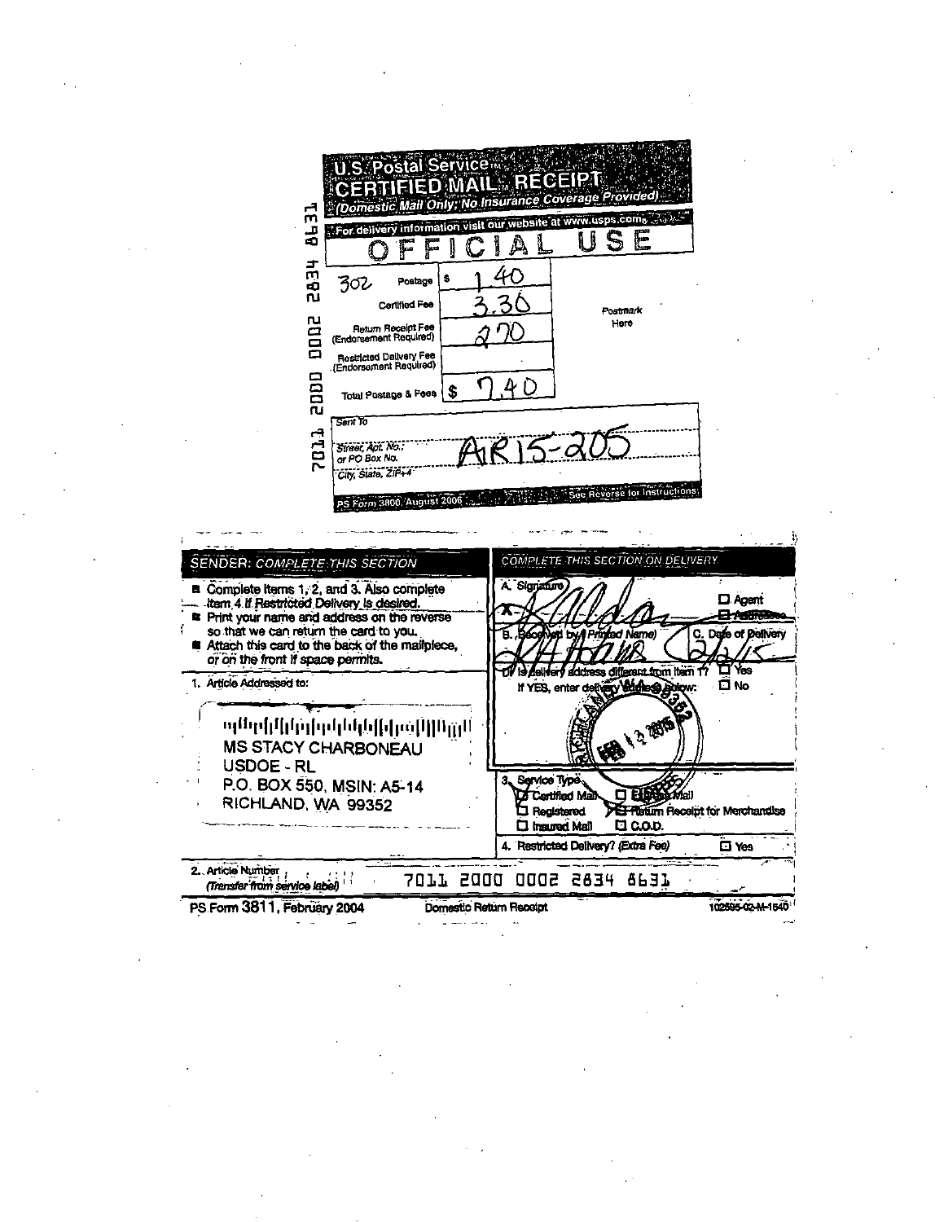**U.S. Postal Service™**
**CERTIFIED MAIL™ RECEIPT**
*(Domestic Mail Only; No Insurance Coverage Provided)*

For delivery information visit our website at www.usps.com®

**OFFICIAL USE**

7011 2000 0002 2834 8631

| | |
|---|---|
| 302 Postage | $ 1.40 |
| Certified Fee | 3.30 |
| Return Receipt Fee (Endorsement Required) | 2.70 |
| Restricted Delivery Fee (Endorsement Required) | |
| Total Postage & Fees | $ 7.40 |

Postmark Here

Sent To

Street, Apt. No.; or PO Box No. AR15-205

City, State, ZIP+4

PS Form 3800, August 2006 — See Reverse for Instructions

---

**SENDER: COMPLETE THIS SECTION**

- Complete items 1, 2, and 3. Also complete item 4 if Restricted Delivery is desired.
- Print your name and address on the reverse so that we can return the card to you.
- Attach this card to the back of the mailpiece, or on the front if space permits.

1. Article Addressed to:

MS STACY CHARBONEAU
USDOE - RL
P.O. BOX 550, MSIN: A5-14
RICHLAND, WA 99352

**COMPLETE THIS SECTION ON DELIVERY**

A. Signature
X ☐ Agent ☐ Addressee

B. Received by (Printed Name) — C. Date of Delivery 2/12/15

D. Is delivery address different from item 1? ☐ Yes
If YES, enter delivery address below: ☐ No

RICHLAND WA 99352 FEB 12 2015

3. Service Type
☑ Certified Mail ☐ Express Mail
☐ Registered ☑ Return Receipt for Merchandise
☐ Insured Mail ☐ C.O.D.

4. Restricted Delivery? (Extra Fee) ☐ Yes

2. Article Number (Transfer from service label) 7011 2000 0002 2834 8631

PS Form 3811, February 2004 — Domestic Return Receipt — 102595-02-M-1540